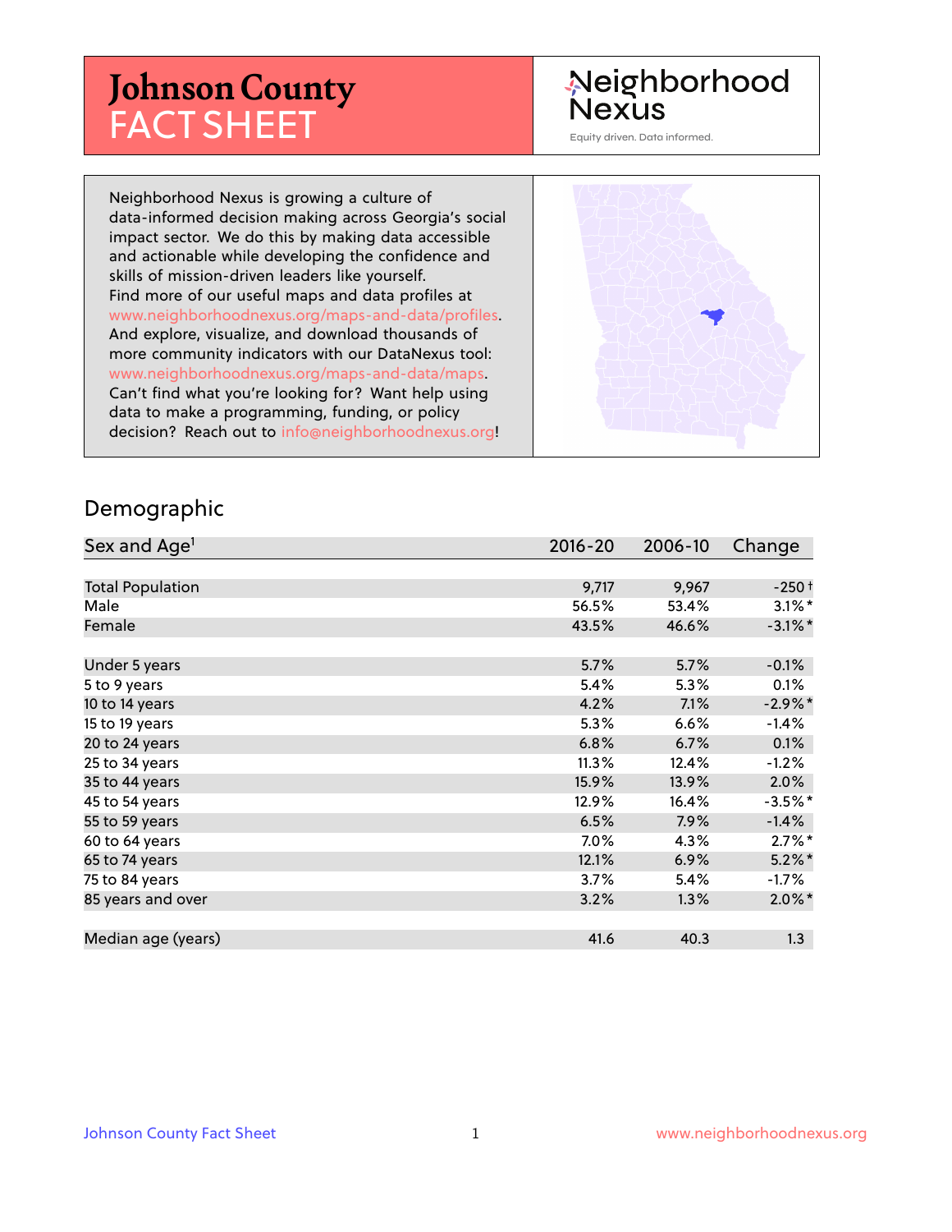# Johnson County FACT SHEET

Neighborhood Nexus

Equity driven. Data informed.

Neighborhood Nexus is growing a culture of data-informed decision making across Georgia's social impact sector. We do this by making data accessible and actionable while developing the confidence and skills of mission-driven leaders like yourself. Find more of our useful maps and data profiles at www.neighborhoodnexus.org/maps-and-data/profiles. And explore, visualize, and download thousands of more community indicators with our DataNexus tool: www.neighborhoodnexus.org/maps-and-data/maps. Can't find what you're looking for? Want help using data to make a programming, funding, or policy decision? Reach out to info@neighborhoodnexus.org!

## Demographic

| Sex and Age[1] | 2016-20 | 2006-10 | Change |
|---|---|---|---|
| Total Population | 9,717 | 9,967 | -250 † |
| Male | 56.5% | 53.4% | 3.1% * |
| Female | 43.5% | 46.6% | -3.1% * |
| | | | |
| Under 5 years | 5.7% | 5.7% | -0.1% |
| 5 to 9 years | 5.4% | 5.3% | 0.1% |
| 10 to 14 years | 4.2% | 7.1% | -2.9% * |
| 15 to 19 years | 5.3% | 6.6% | -1.4% |
| 20 to 24 years | 6.8% | 6.7% | 0.1% |
| 25 to 34 years | 11.3% | 12.4% | -1.2% |
| 35 to 44 years | 15.9% | 13.9% | 2.0% |
| 45 to 54 years | 12.9% | 16.4% | -3.5% * |
| 55 to 59 years | 6.5% | 7.9% | -1.4% |
| 60 to 64 years | 7.0% | 4.3% | 2.7% * |
| 65 to 74 years | 12.1% | 6.9% | 5.2% * |
| 75 to 84 years | 3.7% | 5.4% | -1.7% |
| 85 years and over | 3.2% | 1.3% | 2.0% * |
| | | | |
| Median age (years) | 41.6 | 40.3 | 1.3 |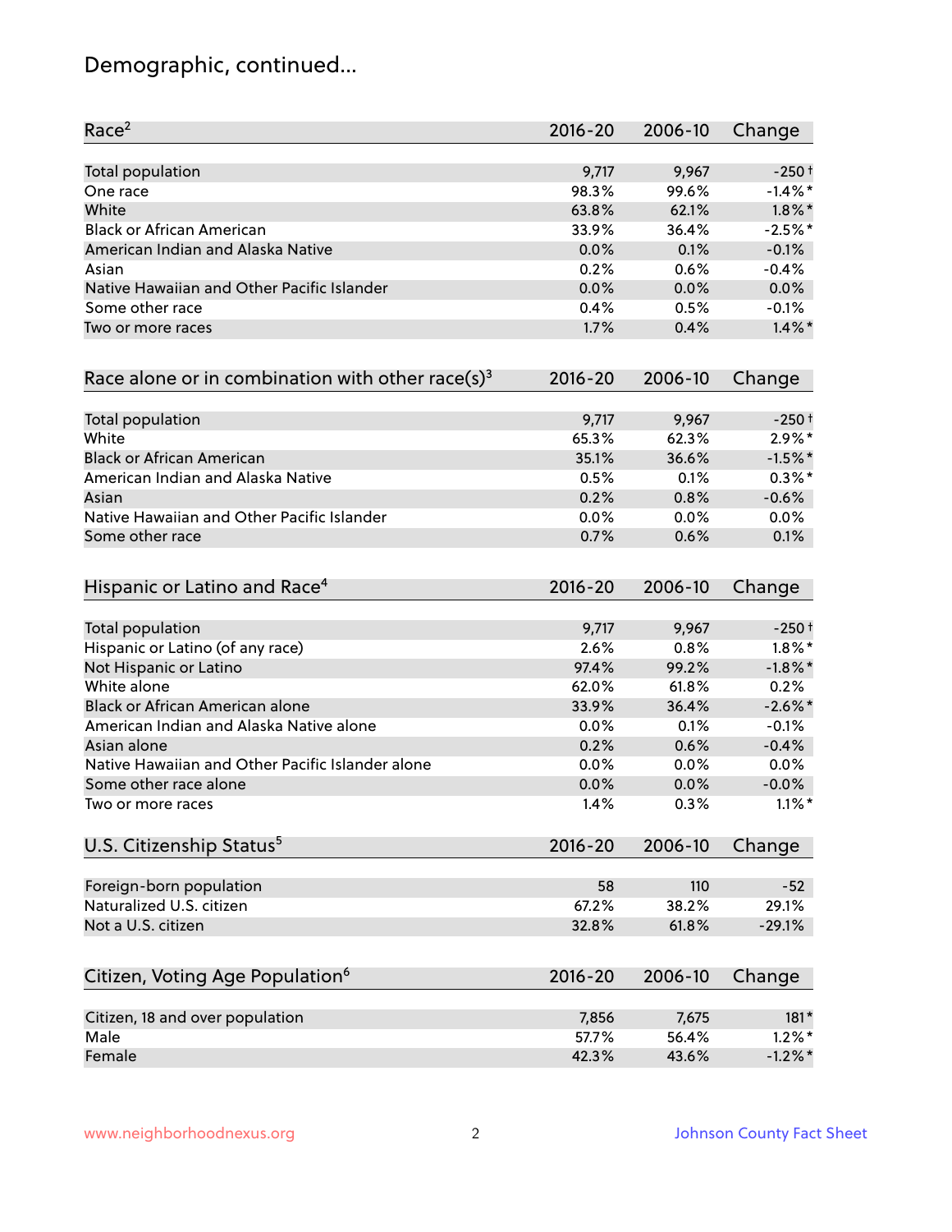# Demographic, continued...

| Race[2] | 2016-20 | 2006-10 | Change |
|---|---|---|---|
| Total population | 9,717 | 9,967 | -250† |
| One race | 98.3% | 99.6% | -1.4%* |
| White | 63.8% | 62.1% | 1.8%* |
| Black or African American | 33.9% | 36.4% | -2.5%* |
| American Indian and Alaska Native | 0.0% | 0.1% | -0.1% |
| Asian | 0.2% | 0.6% | -0.4% |
| Native Hawaiian and Other Pacific Islander | 0.0% | 0.0% | 0.0% |
| Some other race | 0.4% | 0.5% | -0.1% |
| Two or more races | 1.7% | 0.4% | 1.4%* |

| Race alone or in combination with other race(s)[3] | 2016-20 | 2006-10 | Change |
|---|---|---|---|
| Total population | 9,717 | 9,967 | -250† |
| White | 65.3% | 62.3% | 2.9%* |
| Black or African American | 35.1% | 36.6% | -1.5%* |
| American Indian and Alaska Native | 0.5% | 0.1% | 0.3%* |
| Asian | 0.2% | 0.8% | -0.6% |
| Native Hawaiian and Other Pacific Islander | 0.0% | 0.0% | 0.0% |
| Some other race | 0.7% | 0.6% | 0.1% |

| Hispanic or Latino and Race[4] | 2016-20 | 2006-10 | Change |
|---|---|---|---|
| Total population | 9,717 | 9,967 | -250† |
| Hispanic or Latino (of any race) | 2.6% | 0.8% | 1.8%* |
| Not Hispanic or Latino | 97.4% | 99.2% | -1.8%* |
| White alone | 62.0% | 61.8% | 0.2% |
| Black or African American alone | 33.9% | 36.4% | -2.6%* |
| American Indian and Alaska Native alone | 0.0% | 0.1% | -0.1% |
| Asian alone | 0.2% | 0.6% | -0.4% |
| Native Hawaiian and Other Pacific Islander alone | 0.0% | 0.0% | 0.0% |
| Some other race alone | 0.0% | 0.0% | -0.0% |
| Two or more races | 1.4% | 0.3% | 1.1%* |

| U.S. Citizenship Status[5] | 2016-20 | 2006-10 | Change |
|---|---|---|---|
| Foreign-born population | 58 | 110 | -52 |
| Naturalized U.S. citizen | 67.2% | 38.2% | 29.1% |
| Not a U.S. citizen | 32.8% | 61.8% | -29.1% |

| Citizen, Voting Age Population[6] | 2016-20 | 2006-10 | Change |
|---|---|---|---|
| Citizen, 18 and over population | 7,856 | 7,675 | 181* |
| Male | 57.7% | 56.4% | 1.2%* |
| Female | 42.3% | 43.6% | -1.2%* |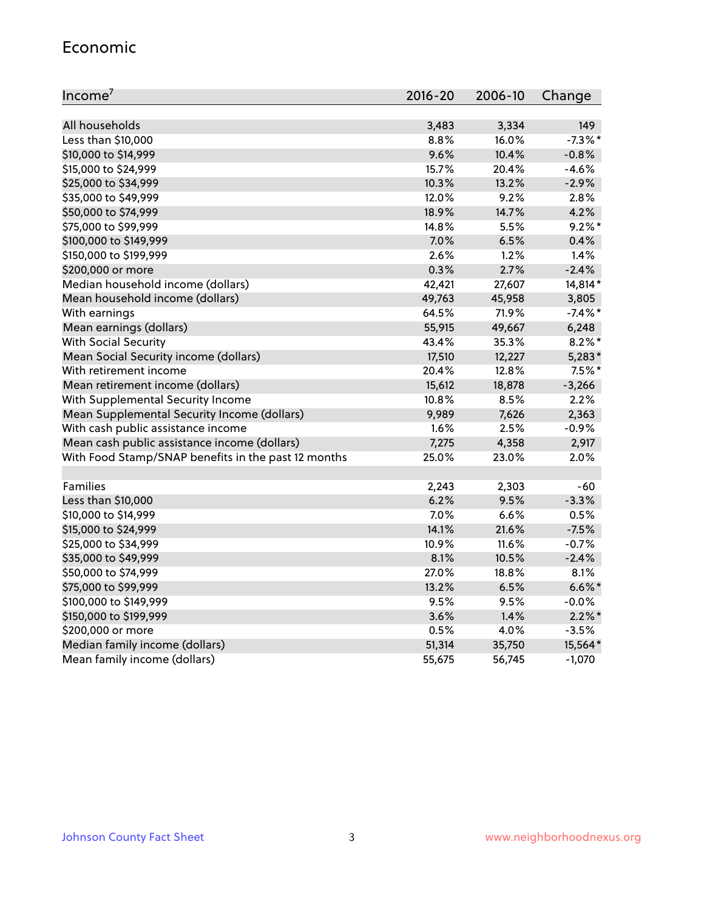## Economic

| Income[7] | 2016-20 | 2006-10 | Change |
|---|---|---|---|
| All households | 3,483 | 3,334 | 149 |
| Less than $10,000 | 8.8% | 16.0% | -7.3%* |
| $10,000 to $14,999 | 9.6% | 10.4% | -0.8% |
| $15,000 to $24,999 | 15.7% | 20.4% | -4.6% |
| $25,000 to $34,999 | 10.3% | 13.2% | -2.9% |
| $35,000 to $49,999 | 12.0% | 9.2% | 2.8% |
| $50,000 to $74,999 | 18.9% | 14.7% | 4.2% |
| $75,000 to $99,999 | 14.8% | 5.5% | 9.2%* |
| $100,000 to $149,999 | 7.0% | 6.5% | 0.4% |
| $150,000 to $199,999 | 2.6% | 1.2% | 1.4% |
| $200,000 or more | 0.3% | 2.7% | -2.4% |
| Median household income (dollars) | 42,421 | 27,607 | 14,814* |
| Mean household income (dollars) | 49,763 | 45,958 | 3,805 |
| With earnings | 64.5% | 71.9% | -7.4%* |
| Mean earnings (dollars) | 55,915 | 49,667 | 6,248 |
| With Social Security | 43.4% | 35.3% | 8.2%* |
| Mean Social Security income (dollars) | 17,510 | 12,227 | 5,283* |
| With retirement income | 20.4% | 12.8% | 7.5%* |
| Mean retirement income (dollars) | 15,612 | 18,878 | -3,266 |
| With Supplemental Security Income | 10.8% | 8.5% | 2.2% |
| Mean Supplemental Security Income (dollars) | 9,989 | 7,626 | 2,363 |
| With cash public assistance income | 1.6% | 2.5% | -0.9% |
| Mean cash public assistance income (dollars) | 7,275 | 4,358 | 2,917 |
| With Food Stamp/SNAP benefits in the past 12 months | 25.0% | 23.0% | 2.0% |
| | | | |
| Families | 2,243 | 2,303 | -60 |
| Less than $10,000 | 6.2% | 9.5% | -3.3% |
| $10,000 to $14,999 | 7.0% | 6.6% | 0.5% |
| $15,000 to $24,999 | 14.1% | 21.6% | -7.5% |
| $25,000 to $34,999 | 10.9% | 11.6% | -0.7% |
| $35,000 to $49,999 | 8.1% | 10.5% | -2.4% |
| $50,000 to $74,999 | 27.0% | 18.8% | 8.1% |
| $75,000 to $99,999 | 13.2% | 6.5% | 6.6%* |
| $100,000 to $149,999 | 9.5% | 9.5% | -0.0% |
| $150,000 to $199,999 | 3.6% | 1.4% | 2.2%* |
| $200,000 or more | 0.5% | 4.0% | -3.5% |
| Median family income (dollars) | 51,314 | 35,750 | 15,564* |
| Mean family income (dollars) | 55,675 | 56,745 | -1,070 |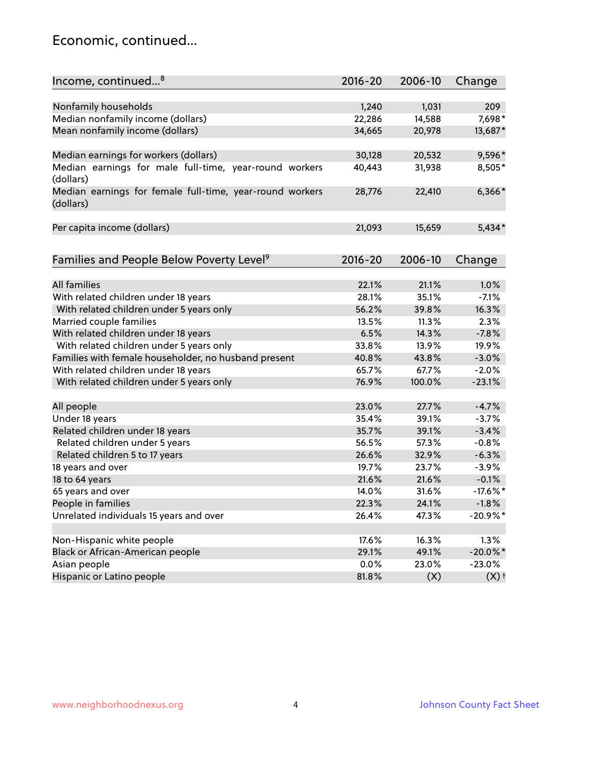## Economic, continued...

| Income, continued...[8] | 2016-20 | 2006-10 | Change |
|---|---|---|---|
| Nonfamily households | 1,240 | 1,031 | 209 |
| Median nonfamily income (dollars) | 22,286 | 14,588 | 7,698* |
| Mean nonfamily income (dollars) | 34,665 | 20,978 | 13,687* |
| Median earnings for workers (dollars) | 30,128 | 20,532 | 9,596* |
| Median earnings for male full-time, year-round workers (dollars) | 40,443 | 31,938 | 8,505* |
| Median earnings for female full-time, year-round workers (dollars) | 28,776 | 22,410 | 6,366* |
| Per capita income (dollars) | 21,093 | 15,659 | 5,434* |

| Families and People Below Poverty Level[9] | 2016-20 | 2006-10 | Change |
|---|---|---|---|
| All families | 22.1% | 21.1% | 1.0% |
| With related children under 18 years | 28.1% | 35.1% | -7.1% |
| With related children under 5 years only | 56.2% | 39.8% | 16.3% |
| Married couple families | 13.5% | 11.3% | 2.3% |
| With related children under 18 years | 6.5% | 14.3% | -7.8% |
| With related children under 5 years only | 33.8% | 13.9% | 19.9% |
| Families with female householder, no husband present | 40.8% | 43.8% | -3.0% |
| With related children under 18 years | 65.7% | 67.7% | -2.0% |
| With related children under 5 years only | 76.9% | 100.0% | -23.1% |
| All people | 23.0% | 27.7% | -4.7% |
| Under 18 years | 35.4% | 39.1% | -3.7% |
| Related children under 18 years | 35.7% | 39.1% | -3.4% |
| Related children under 5 years | 56.5% | 57.3% | -0.8% |
| Related children 5 to 17 years | 26.6% | 32.9% | -6.3% |
| 18 years and over | 19.7% | 23.7% | -3.9% |
| 18 to 64 years | 21.6% | 21.6% | -0.1% |
| 65 years and over | 14.0% | 31.6% | -17.6%* |
| People in families | 22.3% | 24.1% | -1.8% |
| Unrelated individuals 15 years and over | 26.4% | 47.3% | -20.9%* |
| Non-Hispanic white people | 17.6% | 16.3% | 1.3% |
| Black or African-American people | 29.1% | 49.1% | -20.0%* |
| Asian people | 0.0% | 23.0% | -23.0% |
| Hispanic or Latino people | 81.8% | (X) | (X)† |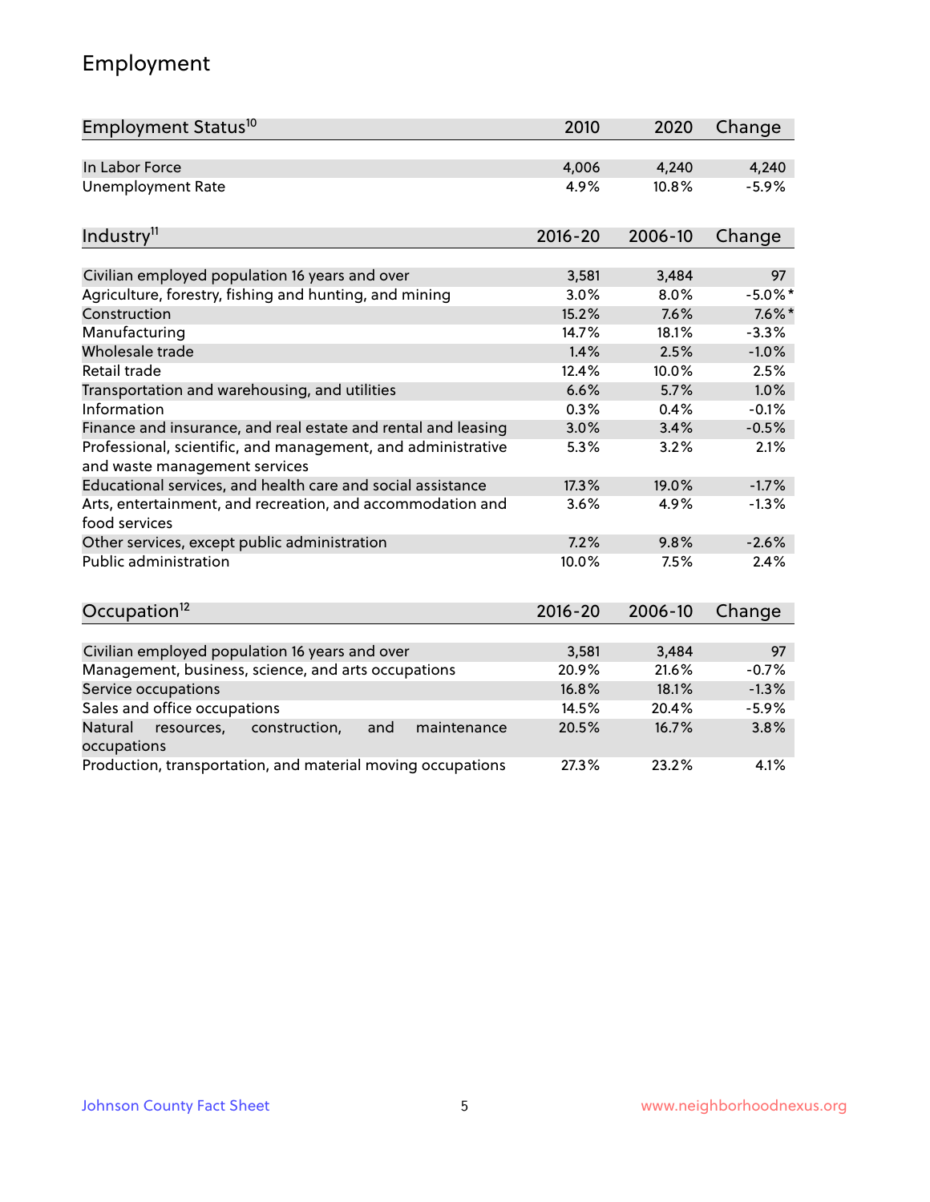# Employment

| Employment Status[10] | 2010 | 2020 | Change |
|---|---|---|---|
| In Labor Force | 4,006 | 4,240 | 4,240 |
| Unemployment Rate | 4.9% | 10.8% | -5.9% |

| Industry[11] | 2016-20 | 2006-10 | Change |
|---|---|---|---|
| Civilian employed population 16 years and over | 3,581 | 3,484 | 97 |
| Agriculture, forestry, fishing and hunting, and mining | 3.0% | 8.0% | -5.0%* |
| Construction | 15.2% | 7.6% | 7.6%* |
| Manufacturing | 14.7% | 18.1% | -3.3% |
| Wholesale trade | 1.4% | 2.5% | -1.0% |
| Retail trade | 12.4% | 10.0% | 2.5% |
| Transportation and warehousing, and utilities | 6.6% | 5.7% | 1.0% |
| Information | 0.3% | 0.4% | -0.1% |
| Finance and insurance, and real estate and rental and leasing | 3.0% | 3.4% | -0.5% |
| Professional, scientific, and management, and administrative and waste management services | 5.3% | 3.2% | 2.1% |
| Educational services, and health care and social assistance | 17.3% | 19.0% | -1.7% |
| Arts, entertainment, and recreation, and accommodation and food services | 3.6% | 4.9% | -1.3% |
| Other services, except public administration | 7.2% | 9.8% | -2.6% |
| Public administration | 10.0% | 7.5% | 2.4% |

| Occupation[12] | 2016-20 | 2006-10 | Change |
|---|---|---|---|
| Civilian employed population 16 years and over | 3,581 | 3,484 | 97 |
| Management, business, science, and arts occupations | 20.9% | 21.6% | -0.7% |
| Service occupations | 16.8% | 18.1% | -1.3% |
| Sales and office occupations | 14.5% | 20.4% | -5.9% |
| Natural resources, construction, and maintenance occupations | 20.5% | 16.7% | 3.8% |
| Production, transportation, and material moving occupations | 27.3% | 23.2% | 4.1% |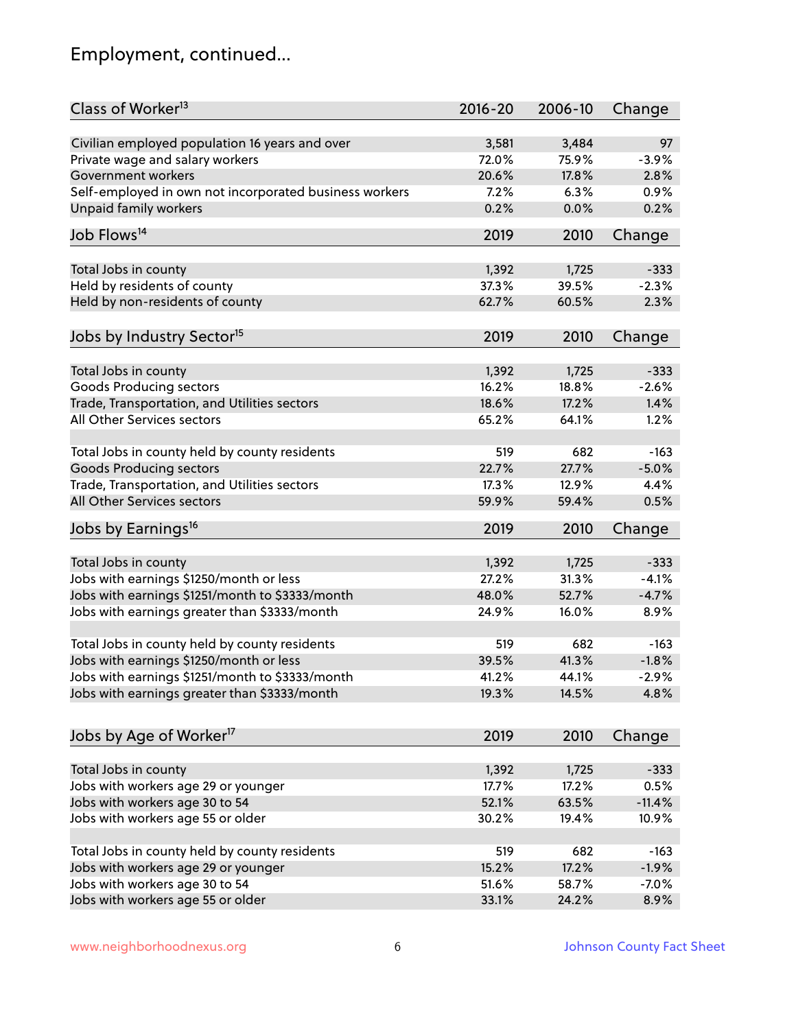## Employment, continued...

| Class of Worker[13] | 2016-20 | 2006-10 | Change |
|---|---|---|---|
| Civilian employed population 16 years and over | 3,581 | 3,484 | 97 |
| Private wage and salary workers | 72.0% | 75.9% | -3.9% |
| Government workers | 20.6% | 17.8% | 2.8% |
| Self-employed in own not incorporated business workers | 7.2% | 6.3% | 0.9% |
| Unpaid family workers | 0.2% | 0.0% | 0.2% |

| Job Flows[14] | 2019 | 2010 | Change |
|---|---|---|---|
| Total Jobs in county | 1,392 | 1,725 | -333 |
| Held by residents of county | 37.3% | 39.5% | -2.3% |
| Held by non-residents of county | 62.7% | 60.5% | 2.3% |

| Jobs by Industry Sector[15] | 2019 | 2010 | Change |
|---|---|---|---|
| Total Jobs in county | 1,392 | 1,725 | -333 |
| Goods Producing sectors | 16.2% | 18.8% | -2.6% |
| Trade, Transportation, and Utilities sectors | 18.6% | 17.2% | 1.4% |
| All Other Services sectors | 65.2% | 64.1% | 1.2% |
| | | | |
| Total Jobs in county held by county residents | 519 | 682 | -163 |
| Goods Producing sectors | 22.7% | 27.7% | -5.0% |
| Trade, Transportation, and Utilities sectors | 17.3% | 12.9% | 4.4% |
| All Other Services sectors | 59.9% | 59.4% | 0.5% |

| Jobs by Earnings[16] | 2019 | 2010 | Change |
|---|---|---|---|
| Total Jobs in county | 1,392 | 1,725 | -333 |
| Jobs with earnings $1250/month or less | 27.2% | 31.3% | -4.1% |
| Jobs with earnings $1251/month to $3333/month | 48.0% | 52.7% | -4.7% |
| Jobs with earnings greater than $3333/month | 24.9% | 16.0% | 8.9% |
| | | | |
| Total Jobs in county held by county residents | 519 | 682 | -163 |
| Jobs with earnings $1250/month or less | 39.5% | 41.3% | -1.8% |
| Jobs with earnings $1251/month to $3333/month | 41.2% | 44.1% | -2.9% |
| Jobs with earnings greater than $3333/month | 19.3% | 14.5% | 4.8% |

| Jobs by Age of Worker[17] | 2019 | 2010 | Change |
|---|---|---|---|
| Total Jobs in county | 1,392 | 1,725 | -333 |
| Jobs with workers age 29 or younger | 17.7% | 17.2% | 0.5% |
| Jobs with workers age 30 to 54 | 52.1% | 63.5% | -11.4% |
| Jobs with workers age 55 or older | 30.2% | 19.4% | 10.9% |
| | | | |
| Total Jobs in county held by county residents | 519 | 682 | -163 |
| Jobs with workers age 29 or younger | 15.2% | 17.2% | -1.9% |
| Jobs with workers age 30 to 54 | 51.6% | 58.7% | -7.0% |
| Jobs with workers age 55 or older | 33.1% | 24.2% | 8.9% |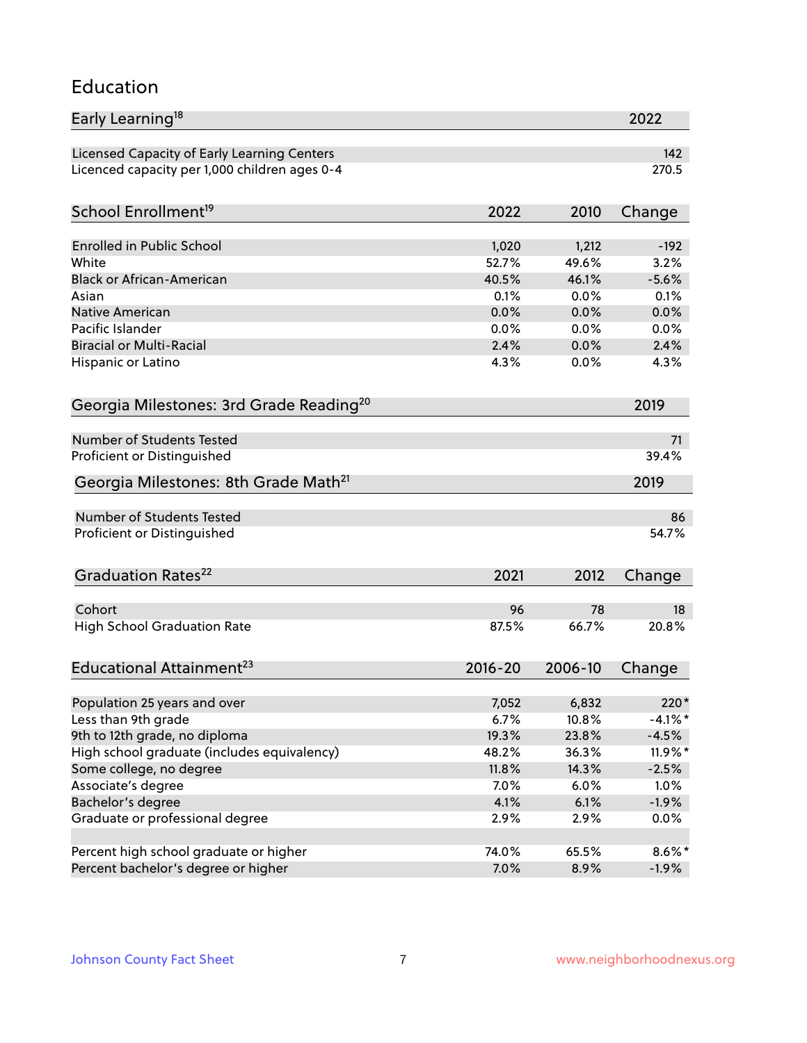# Education

| Early Learning[18] | 2022 |
|---|---|
| Licensed Capacity of Early Learning Centers | 142 |
| Licenced capacity per 1,000 children ages 0-4 | 270.5 |

| School Enrollment[19] | 2022 | 2010 | Change |
|---|---|---|---|
| Enrolled in Public School | 1,020 | 1,212 | -192 |
| White | 52.7% | 49.6% | 3.2% |
| Black or African-American | 40.5% | 46.1% | -5.6% |
| Asian | 0.1% | 0.0% | 0.1% |
| Native American | 0.0% | 0.0% | 0.0% |
| Pacific Islander | 0.0% | 0.0% | 0.0% |
| Biracial or Multi-Racial | 2.4% | 0.0% | 2.4% |
| Hispanic or Latino | 4.3% | 0.0% | 4.3% |

| Georgia Milestones: 3rd Grade Reading[20] | 2019 |
|---|---|
| Number of Students Tested | 71 |
| Proficient or Distinguished | 39.4% |

| Georgia Milestones: 8th Grade Math[21] | 2019 |
|---|---|
| Number of Students Tested | 86 |
| Proficient or Distinguished | 54.7% |

| Graduation Rates[22] | 2021 | 2012 | Change |
|---|---|---|---|
| Cohort | 96 | 78 | 18 |
| High School Graduation Rate | 87.5% | 66.7% | 20.8% |

| Educational Attainment[23] | 2016-20 | 2006-10 | Change |
|---|---|---|---|
| Population 25 years and over | 7,052 | 6,832 | 220* |
| Less than 9th grade | 6.7% | 10.8% | -4.1%* |
| 9th to 12th grade, no diploma | 19.3% | 23.8% | -4.5% |
| High school graduate (includes equivalency) | 48.2% | 36.3% | 11.9%* |
| Some college, no degree | 11.8% | 14.3% | -2.5% |
| Associate's degree | 7.0% | 6.0% | 1.0% |
| Bachelor's degree | 4.1% | 6.1% | -1.9% |
| Graduate or professional degree | 2.9% | 2.9% | 0.0% |
| | | | |
| Percent high school graduate or higher | 74.0% | 65.5% | 8.6%* |
| Percent bachelor's degree or higher | 7.0% | 8.9% | -1.9% |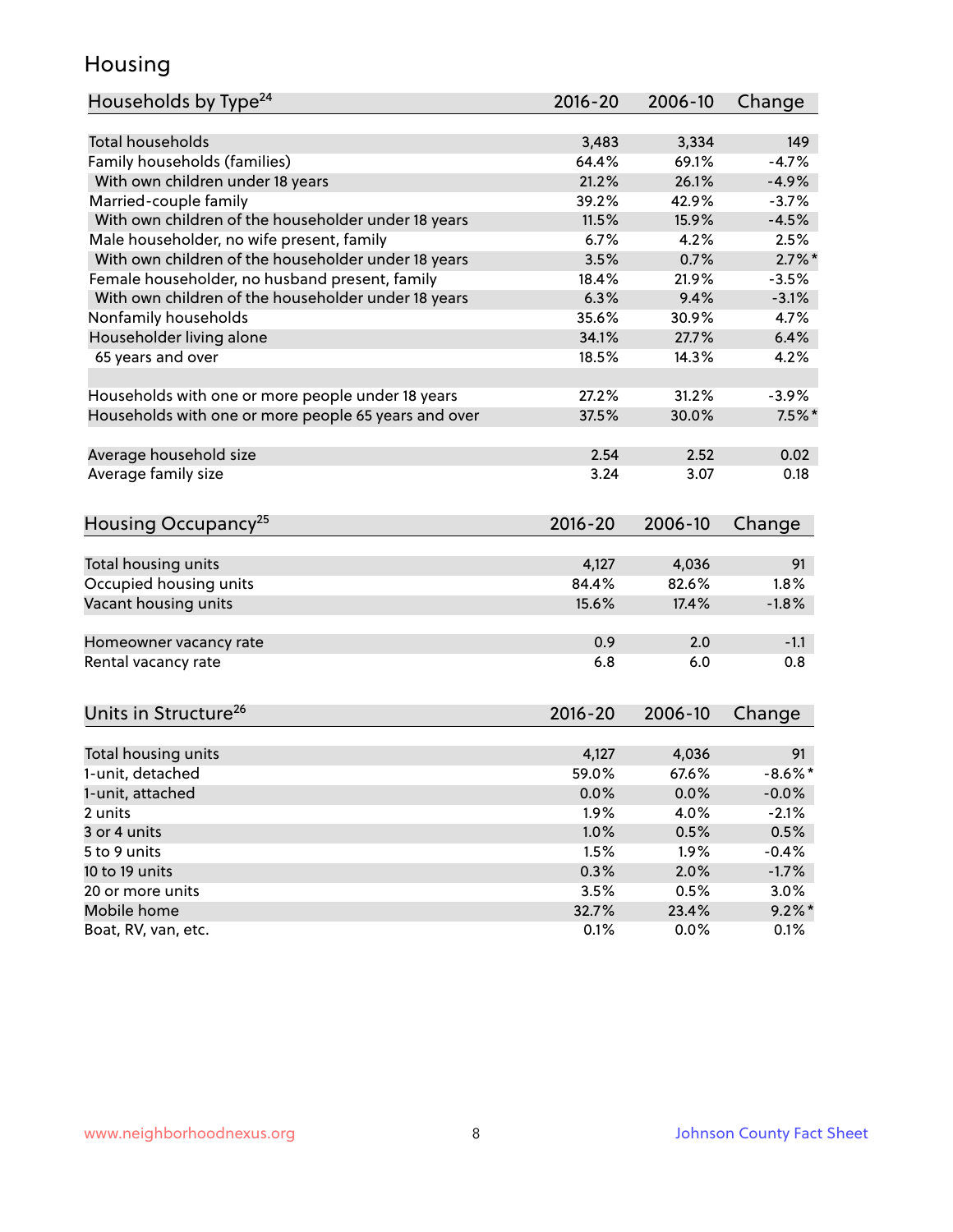# Housing

| Households by Type[24] | 2016-20 | 2006-10 | Change |
|---|---|---|---|
| Total households | 3,483 | 3,334 | 149 |
| Family households (families) | 64.4% | 69.1% | -4.7% |
| With own children under 18 years | 21.2% | 26.1% | -4.9% |
| Married-couple family | 39.2% | 42.9% | -3.7% |
| With own children of the householder under 18 years | 11.5% | 15.9% | -4.5% |
| Male householder, no wife present, family | 6.7% | 4.2% | 2.5% |
| With own children of the householder under 18 years | 3.5% | 0.7% | 2.7%* |
| Female householder, no husband present, family | 18.4% | 21.9% | -3.5% |
| With own children of the householder under 18 years | 6.3% | 9.4% | -3.1% |
| Nonfamily households | 35.6% | 30.9% | 4.7% |
| Householder living alone | 34.1% | 27.7% | 6.4% |
| 65 years and over | 18.5% | 14.3% | 4.2% |
| | | | |
| Households with one or more people under 18 years | 27.2% | 31.2% | -3.9% |
| Households with one or more people 65 years and over | 37.5% | 30.0% | 7.5%* |
| | | | |
| Average household size | 2.54 | 2.52 | 0.02 |
| Average family size | 3.24 | 3.07 | 0.18 |

| Housing Occupancy[25] | 2016-20 | 2006-10 | Change |
|---|---|---|---|
| Total housing units | 4,127 | 4,036 | 91 |
| Occupied housing units | 84.4% | 82.6% | 1.8% |
| Vacant housing units | 15.6% | 17.4% | -1.8% |
| | | | |
| Homeowner vacancy rate | 0.9 | 2.0 | -1.1 |
| Rental vacancy rate | 6.8 | 6.0 | 0.8 |

| Units in Structure[26] | 2016-20 | 2006-10 | Change |
|---|---|---|---|
| Total housing units | 4,127 | 4,036 | 91 |
| 1-unit, detached | 59.0% | 67.6% | -8.6%* |
| 1-unit, attached | 0.0% | 0.0% | -0.0% |
| 2 units | 1.9% | 4.0% | -2.1% |
| 3 or 4 units | 1.0% | 0.5% | 0.5% |
| 5 to 9 units | 1.5% | 1.9% | -0.4% |
| 10 to 19 units | 0.3% | 2.0% | -1.7% |
| 20 or more units | 3.5% | 0.5% | 3.0% |
| Mobile home | 32.7% | 23.4% | 9.2%* |
| Boat, RV, van, etc. | 0.1% | 0.0% | 0.1% |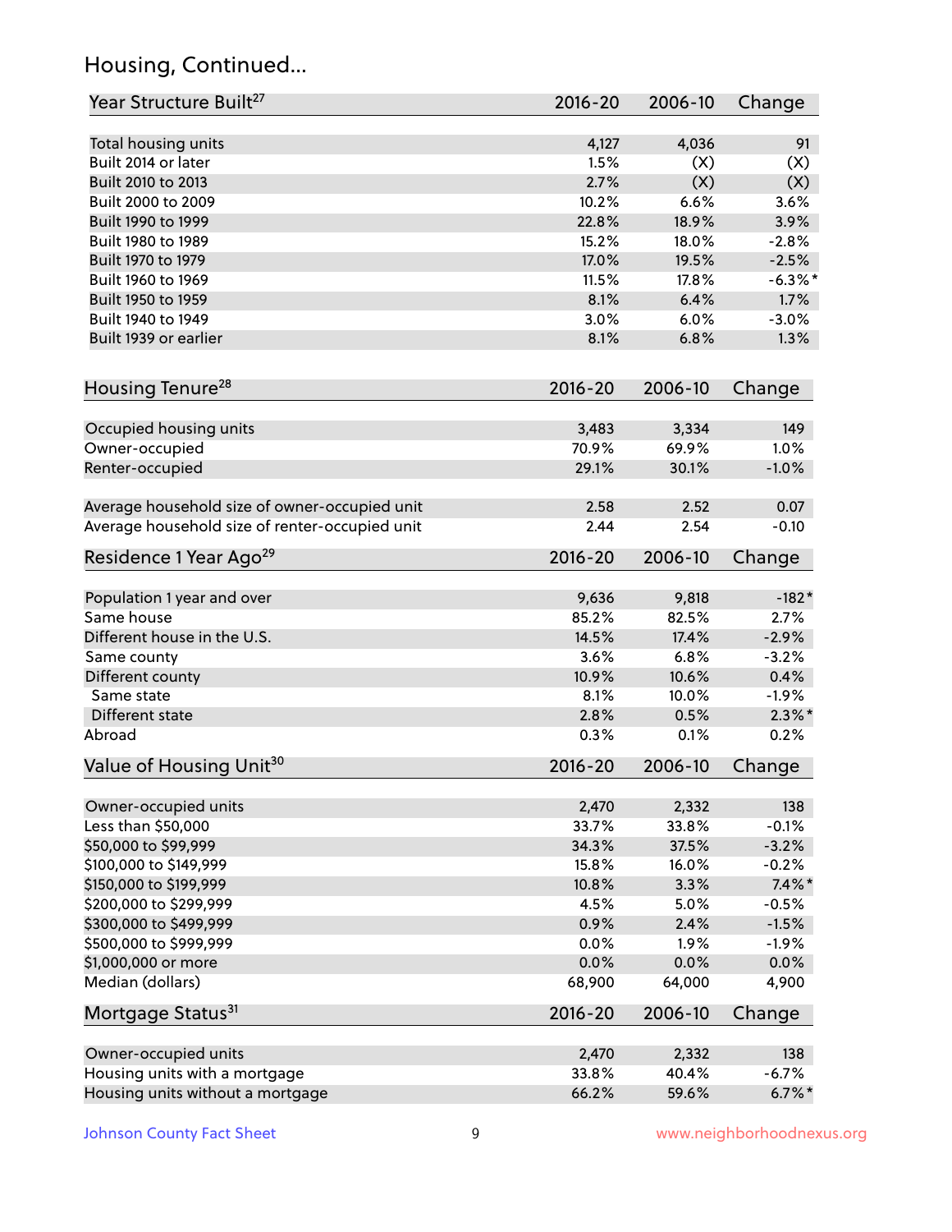## Housing, Continued...

| Year Structure Built[27] | 2016-20 | 2006-10 | Change |
|---|---|---|---|
| Total housing units | 4,127 | 4,036 | 91 |
| Built 2014 or later | 1.5% | (X) | (X) |
| Built 2010 to 2013 | 2.7% | (X) | (X) |
| Built 2000 to 2009 | 10.2% | 6.6% | 3.6% |
| Built 1990 to 1999 | 22.8% | 18.9% | 3.9% |
| Built 1980 to 1989 | 15.2% | 18.0% | -2.8% |
| Built 1970 to 1979 | 17.0% | 19.5% | -2.5% |
| Built 1960 to 1969 | 11.5% | 17.8% | -6.3%* |
| Built 1950 to 1959 | 8.1% | 6.4% | 1.7% |
| Built 1940 to 1949 | 3.0% | 6.0% | -3.0% |
| Built 1939 or earlier | 8.1% | 6.8% | 1.3% |

| Housing Tenure[28] | 2016-20 | 2006-10 | Change |
|---|---|---|---|
| Occupied housing units | 3,483 | 3,334 | 149 |
| Owner-occupied | 70.9% | 69.9% | 1.0% |
| Renter-occupied | 29.1% | 30.1% | -1.0% |
| Average household size of owner-occupied unit | 2.58 | 2.52 | 0.07 |
| Average household size of renter-occupied unit | 2.44 | 2.54 | -0.10 |

| Residence 1 Year Ago[29] | 2016-20 | 2006-10 | Change |
|---|---|---|---|
| Population 1 year and over | 9,636 | 9,818 | -182* |
| Same house | 85.2% | 82.5% | 2.7% |
| Different house in the U.S. | 14.5% | 17.4% | -2.9% |
| Same county | 3.6% | 6.8% | -3.2% |
| Different county | 10.9% | 10.6% | 0.4% |
| Same state | 8.1% | 10.0% | -1.9% |
| Different state | 2.8% | 0.5% | 2.3%* |
| Abroad | 0.3% | 0.1% | 0.2% |

| Value of Housing Unit[30] | 2016-20 | 2006-10 | Change |
|---|---|---|---|
| Owner-occupied units | 2,470 | 2,332 | 138 |
| Less than $50,000 | 33.7% | 33.8% | -0.1% |
| $50,000 to $99,999 | 34.3% | 37.5% | -3.2% |
| $100,000 to $149,999 | 15.8% | 16.0% | -0.2% |
| $150,000 to $199,999 | 10.8% | 3.3% | 7.4%* |
| $200,000 to $299,999 | 4.5% | 5.0% | -0.5% |
| $300,000 to $499,999 | 0.9% | 2.4% | -1.5% |
| $500,000 to $999,999 | 0.0% | 1.9% | -1.9% |
| $1,000,000 or more | 0.0% | 0.0% | 0.0% |
| Median (dollars) | 68,900 | 64,000 | 4,900 |

| Mortgage Status[31] | 2016-20 | 2006-10 | Change |
|---|---|---|---|
| Owner-occupied units | 2,470 | 2,332 | 138 |
| Housing units with a mortgage | 33.8% | 40.4% | -6.7% |
| Housing units without a mortgage | 66.2% | 59.6% | 6.7%* |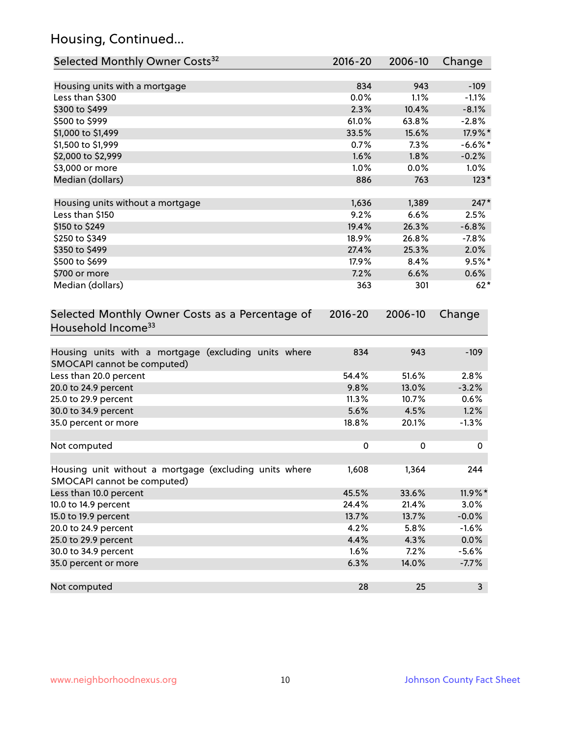## Housing, Continued...

| Selected Monthly Owner Costs[32] | 2016-20 | 2006-10 | Change |
|---|---|---|---|
| Housing units with a mortgage | 834 | 943 | -109 |
| Less than $300 | 0.0% | 1.1% | -1.1% |
| $300 to $499 | 2.3% | 10.4% | -8.1% |
| $500 to $999 | 61.0% | 63.8% | -2.8% |
| $1,000 to $1,499 | 33.5% | 15.6% | 17.9%* |
| $1,500 to $1,999 | 0.7% | 7.3% | -6.6%* |
| $2,000 to $2,999 | 1.6% | 1.8% | -0.2% |
| $3,000 or more | 1.0% | 0.0% | 1.0% |
| Median (dollars) | 886 | 763 | 123* |
| Housing units without a mortgage | 1,636 | 1,389 | 247* |
| Less than $150 | 9.2% | 6.6% | 2.5% |
| $150 to $249 | 19.4% | 26.3% | -6.8% |
| $250 to $349 | 18.9% | 26.8% | -7.8% |
| $350 to $499 | 27.4% | 25.3% | 2.0% |
| $500 to $699 | 17.9% | 8.4% | 9.5%* |
| $700 or more | 7.2% | 6.6% | 0.6% |
| Median (dollars) | 363 | 301 | 62* |

| Selected Monthly Owner Costs as a Percentage of Household Income[33] | 2016-20 | 2006-10 | Change |
|---|---|---|---|
| Housing units with a mortgage (excluding units where SMOCAPI cannot be computed) | 834 | 943 | -109 |
| Less than 20.0 percent | 54.4% | 51.6% | 2.8% |
| 20.0 to 24.9 percent | 9.8% | 13.0% | -3.2% |
| 25.0 to 29.9 percent | 11.3% | 10.7% | 0.6% |
| 30.0 to 34.9 percent | 5.6% | 4.5% | 1.2% |
| 35.0 percent or more | 18.8% | 20.1% | -1.3% |
| Not computed | 0 | 0 | 0 |
| Housing unit without a mortgage (excluding units where SMOCAPI cannot be computed) | 1,608 | 1,364 | 244 |
| Less than 10.0 percent | 45.5% | 33.6% | 11.9%* |
| 10.0 to 14.9 percent | 24.4% | 21.4% | 3.0% |
| 15.0 to 19.9 percent | 13.7% | 13.7% | -0.0% |
| 20.0 to 24.9 percent | 4.2% | 5.8% | -1.6% |
| 25.0 to 29.9 percent | 4.4% | 4.3% | 0.0% |
| 30.0 to 34.9 percent | 1.6% | 7.2% | -5.6% |
| 35.0 percent or more | 6.3% | 14.0% | -7.7% |
| Not computed | 28 | 25 | 3 |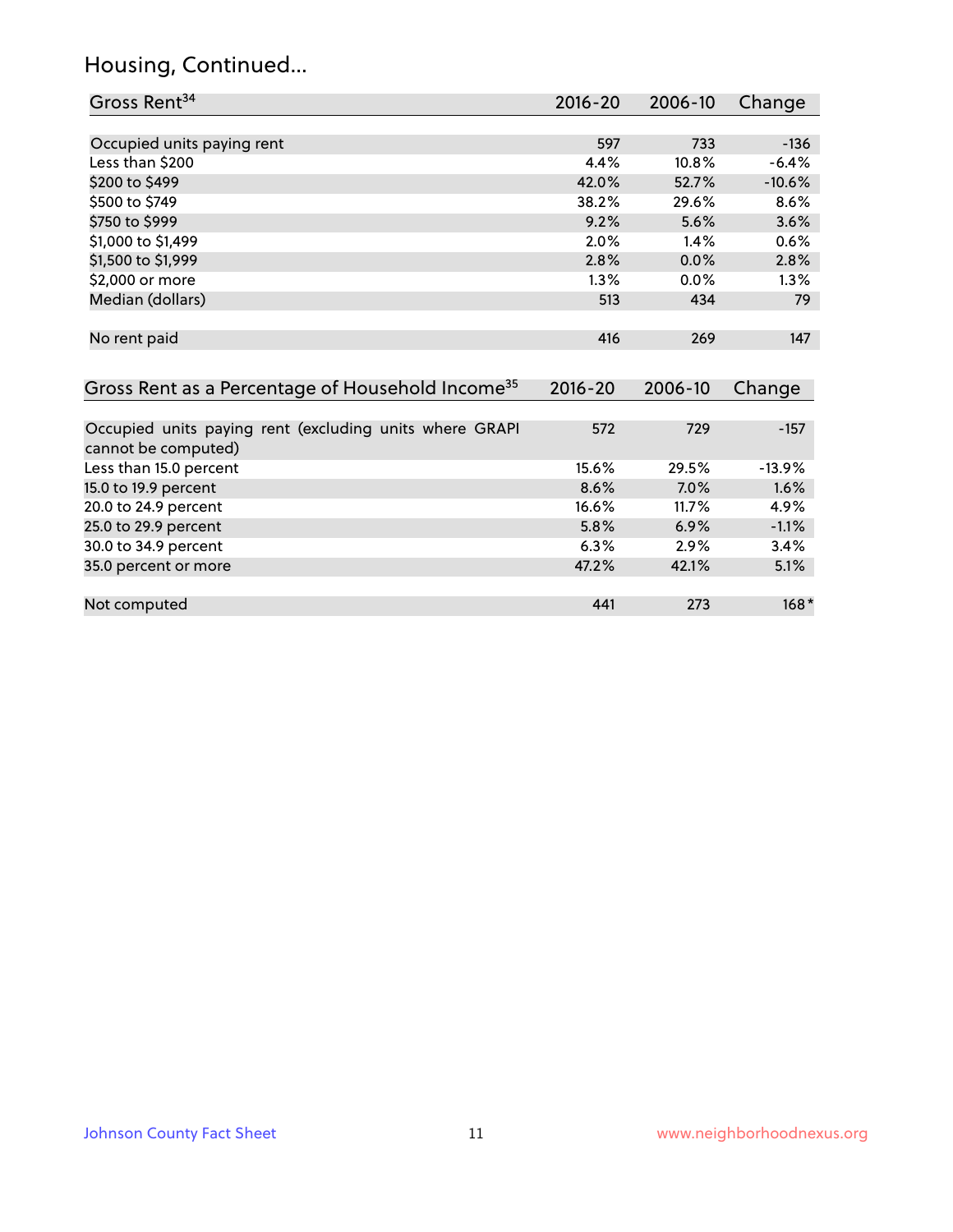## Housing, Continued...

| Gross Rent[34] | 2016-20 | 2006-10 | Change |
|---|---|---|---|
| Occupied units paying rent | 597 | 733 | -136 |
| Less than $200 | 4.4% | 10.8% | -6.4% |
| $200 to $499 | 42.0% | 52.7% | -10.6% |
| $500 to $749 | 38.2% | 29.6% | 8.6% |
| $750 to $999 | 9.2% | 5.6% | 3.6% |
| $1,000 to $1,499 | 2.0% | 1.4% | 0.6% |
| $1,500 to $1,999 | 2.8% | 0.0% | 2.8% |
| $2,000 or more | 1.3% | 0.0% | 1.3% |
| Median (dollars) | 513 | 434 | 79 |
| No rent paid | 416 | 269 | 147 |

| Gross Rent as a Percentage of Household Income[35] | 2016-20 | 2006-10 | Change |
|---|---|---|---|
| Occupied units paying rent (excluding units where GRAPI cannot be computed) | 572 | 729 | -157 |
| Less than 15.0 percent | 15.6% | 29.5% | -13.9% |
| 15.0 to 19.9 percent | 8.6% | 7.0% | 1.6% |
| 20.0 to 24.9 percent | 16.6% | 11.7% | 4.9% |
| 25.0 to 29.9 percent | 5.8% | 6.9% | -1.1% |
| 30.0 to 34.9 percent | 6.3% | 2.9% | 3.4% |
| 35.0 percent or more | 47.2% | 42.1% | 5.1% |
| Not computed | 441 | 273 | 168* |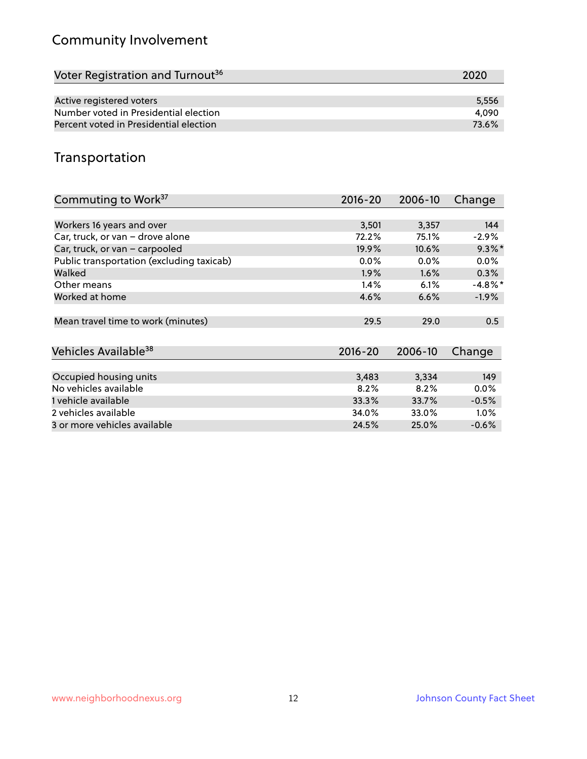## Community Involvement

| Voter Registration and Turnout[36] | 2020 |
|---|---|
| Active registered voters | 5,556 |
| Number voted in Presidential election | 4,090 |
| Percent voted in Presidential election | 73.6% |

## Transportation

| Commuting to Work[37] | 2016-20 | 2006-10 | Change |
|---|---|---|---|
| Workers 16 years and over | 3,501 | 3,357 | 144 |
| Car, truck, or van – drove alone | 72.2% | 75.1% | -2.9% |
| Car, truck, or van – carpooled | 19.9% | 10.6% | 9.3%* |
| Public transportation (excluding taxicab) | 0.0% | 0.0% | 0.0% |
| Walked | 1.9% | 1.6% | 0.3% |
| Other means | 1.4% | 6.1% | -4.8%* |
| Worked at home | 4.6% | 6.6% | -1.9% |
| Mean travel time to work (minutes) | 29.5 | 29.0 | 0.5 |

| Vehicles Available[38] | 2016-20 | 2006-10 | Change |
|---|---|---|---|
| Occupied housing units | 3,483 | 3,334 | 149 |
| No vehicles available | 8.2% | 8.2% | 0.0% |
| 1 vehicle available | 33.3% | 33.7% | -0.5% |
| 2 vehicles available | 34.0% | 33.0% | 1.0% |
| 3 or more vehicles available | 24.5% | 25.0% | -0.6% |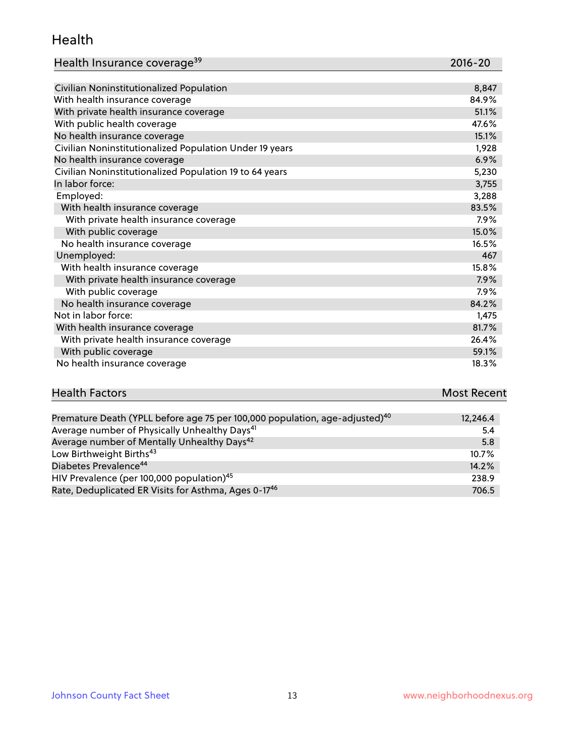## Health

| Health Insurance coverage[39] | 2016-20 |
|---|---|
| Civilian Noninstitutionalized Population | 8,847 |
| With health insurance coverage | 84.9% |
| With private health insurance coverage | 51.1% |
| With public health coverage | 47.6% |
| No health insurance coverage | 15.1% |
| Civilian Noninstitutionalized Population Under 19 years | 1,928 |
| No health insurance coverage | 6.9% |
| Civilian Noninstitutionalized Population 19 to 64 years | 5,230 |
| In labor force: | 3,755 |
| Employed: | 3,288 |
| With health insurance coverage | 83.5% |
| With private health insurance coverage | 7.9% |
| With public coverage | 15.0% |
| No health insurance coverage | 16.5% |
| Unemployed: | 467 |
| With health insurance coverage | 15.8% |
| With private health insurance coverage | 7.9% |
| With public coverage | 7.9% |
| No health insurance coverage | 84.2% |
| Not in labor force: | 1,475 |
| With health insurance coverage | 81.7% |
| With private health insurance coverage | 26.4% |
| With public coverage | 59.1% |
| No health insurance coverage | 18.3% |

| Health Factors | Most Recent |
|---|---|
| Premature Death (YPLL before age 75 per 100,000 population, age-adjusted)[40] | 12,246.4 |
| Average number of Physically Unhealthy Days[41] | 5.4 |
| Average number of Mentally Unhealthy Days[42] | 5.8 |
| Low Birthweight Births[43] | 10.7% |
| Diabetes Prevalence[44] | 14.2% |
| HIV Prevalence (per 100,000 population)[45] | 238.9 |
| Rate, Deduplicated ER Visits for Asthma, Ages 0-17[46] | 706.5 |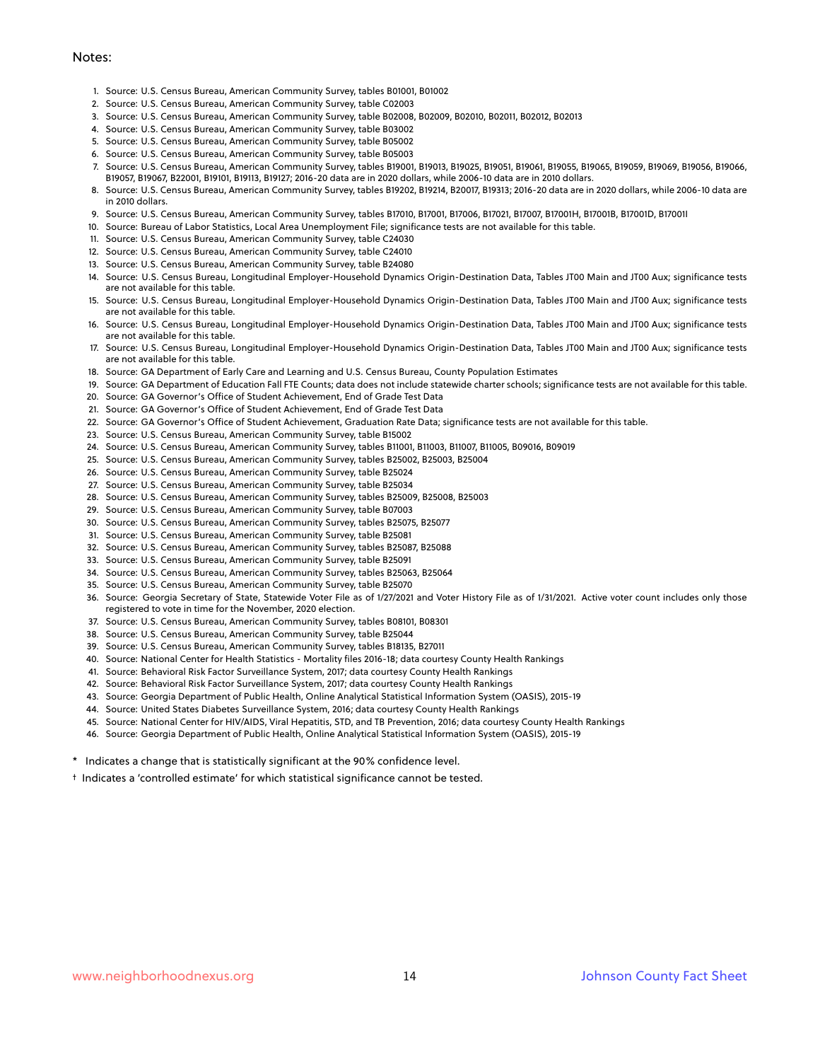Notes:

1. Source: U.S. Census Bureau, American Community Survey, tables B01001, B01002
2. Source: U.S. Census Bureau, American Community Survey, table C02003
3. Source: U.S. Census Bureau, American Community Survey, table B02008, B02009, B02010, B02011, B02012, B02013
4. Source: U.S. Census Bureau, American Community Survey, table B03002
5. Source: U.S. Census Bureau, American Community Survey, table B05002
6. Source: U.S. Census Bureau, American Community Survey, table B05003
7. Source: U.S. Census Bureau, American Community Survey, tables B19001, B19013, B19025, B19051, B19061, B19055, B19065, B19059, B19069, B19056, B19066, B19057, B19067, B22001, B19101, B19113, B19127; 2016-20 data are in 2020 dollars, while 2006-10 data are in 2010 dollars.
8. Source: U.S. Census Bureau, American Community Survey, tables B19202, B19214, B20017, B19313; 2016-20 data are in 2020 dollars, while 2006-10 data are in 2010 dollars.
9. Source: U.S. Census Bureau, American Community Survey, tables B17010, B17001, B17006, B17021, B17007, B17001H, B17001B, B17001D, B17001I
10. Source: Bureau of Labor Statistics, Local Area Unemployment File; significance tests are not available for this table.
11. Source: U.S. Census Bureau, American Community Survey, table C24030
12. Source: U.S. Census Bureau, American Community Survey, table C24010
13. Source: U.S. Census Bureau, American Community Survey, table B24080
14. Source: U.S. Census Bureau, Longitudinal Employer-Household Dynamics Origin-Destination Data, Tables JT00 Main and JT00 Aux; significance tests are not available for this table.
15. Source: U.S. Census Bureau, Longitudinal Employer-Household Dynamics Origin-Destination Data, Tables JT00 Main and JT00 Aux; significance tests are not available for this table.
16. Source: U.S. Census Bureau, Longitudinal Employer-Household Dynamics Origin-Destination Data, Tables JT00 Main and JT00 Aux; significance tests are not available for this table.
17. Source: U.S. Census Bureau, Longitudinal Employer-Household Dynamics Origin-Destination Data, Tables JT00 Main and JT00 Aux; significance tests are not available for this table.
18. Source: GA Department of Early Care and Learning and U.S. Census Bureau, County Population Estimates
19. Source: GA Department of Education Fall FTE Counts; data does not include statewide charter schools; significance tests are not available for this table.
20. Source: GA Governor's Office of Student Achievement, End of Grade Test Data
21. Source: GA Governor's Office of Student Achievement, End of Grade Test Data
22. Source: GA Governor's Office of Student Achievement, Graduation Rate Data; significance tests are not available for this table.
23. Source: U.S. Census Bureau, American Community Survey, table B15002
24. Source: U.S. Census Bureau, American Community Survey, tables B11001, B11003, B11007, B11005, B09016, B09019
25. Source: U.S. Census Bureau, American Community Survey, tables B25002, B25003, B25004
26. Source: U.S. Census Bureau, American Community Survey, table B25024
27. Source: U.S. Census Bureau, American Community Survey, table B25034
28. Source: U.S. Census Bureau, American Community Survey, tables B25009, B25008, B25003
29. Source: U.S. Census Bureau, American Community Survey, table B07003
30. Source: U.S. Census Bureau, American Community Survey, tables B25075, B25077
31. Source: U.S. Census Bureau, American Community Survey, table B25081
32. Source: U.S. Census Bureau, American Community Survey, tables B25087, B25088
33. Source: U.S. Census Bureau, American Community Survey, table B25091
34. Source: U.S. Census Bureau, American Community Survey, tables B25063, B25064
35. Source: U.S. Census Bureau, American Community Survey, table B25070
36. Source: Georgia Secretary of State, Statewide Voter File as of 1/27/2021 and Voter History File as of 1/31/2021. Active voter count includes only those registered to vote in time for the November, 2020 election.
37. Source: U.S. Census Bureau, American Community Survey, tables B08101, B08301
38. Source: U.S. Census Bureau, American Community Survey, table B25044
39. Source: U.S. Census Bureau, American Community Survey, tables B18135, B27011
40. Source: National Center for Health Statistics - Mortality files 2016-18; data courtesy County Health Rankings
41. Source: Behavioral Risk Factor Surveillance System, 2017; data courtesy County Health Rankings
42. Source: Behavioral Risk Factor Surveillance System, 2017; data courtesy County Health Rankings
43. Source: Georgia Department of Public Health, Online Analytical Statistical Information System (OASIS), 2015-19
44. Source: United States Diabetes Surveillance System, 2016; data courtesy County Health Rankings
45. Source: National Center for HIV/AIDS, Viral Hepatitis, STD, and TB Prevention, 2016; data courtesy County Health Rankings
46. Source: Georgia Department of Public Health, Online Analytical Statistical Information System (OASIS), 2015-19

\* Indicates a change that is statistically significant at the 90% confidence level.

† Indicates a 'controlled estimate' for which statistical significance cannot be tested.